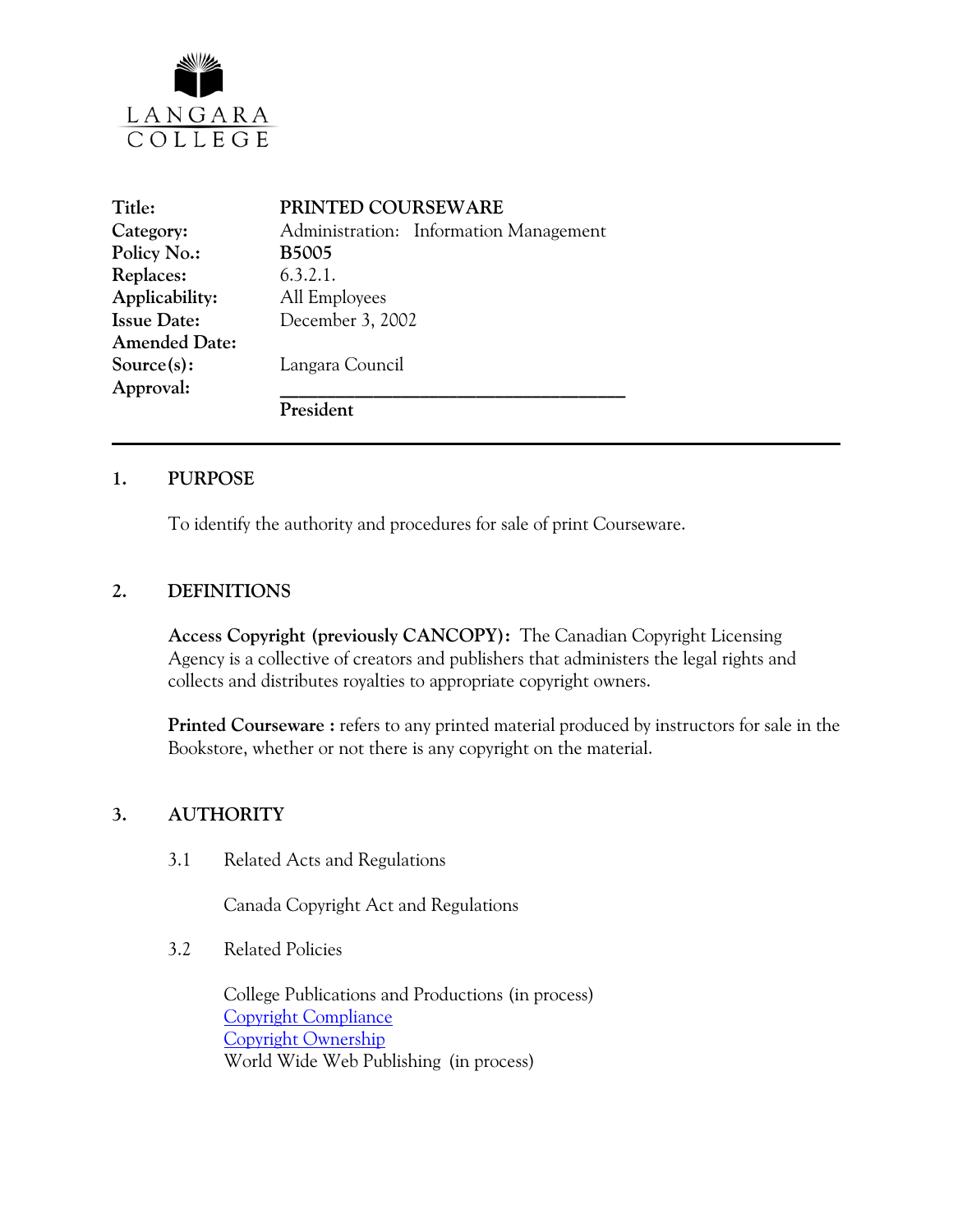LANGARA COLLEGE

| | |
|---|---|
| **Title:** | **PRINTED COURSEWARE** |
| **Category:** | Administration: Information Management |
| **Policy No.:** | **B5005** |
| **Replaces:** | 6.3.2.1. |
| **Applicability:** | All Employees |
| **Issue Date:** | December 3, 2002 |
| **Amended Date:** | |
| **Source(s):** | Langara Council |
| **Approval:** | ______________________________________ **President** |

---

## 1. PURPOSE

To identify the authority and procedures for sale of print Courseware.

## 2. DEFINITIONS

**Access Copyright (previously CANCOPY):** The Canadian Copyright Licensing Agency is a collective of creators and publishers that administers the legal rights and collects and distributes royalties to appropriate copyright owners.

**Printed Courseware :** refers to any printed material produced by instructors for sale in the Bookstore, whether or not there is any copyright on the material.

## 3. AUTHORITY

3.1 Related Acts and Regulations

Canada Copyright Act and Regulations

3.2 Related Policies

College Publications and Productions (in process)
Copyright Compliance
Copyright Ownership
World Wide Web Publishing (in process)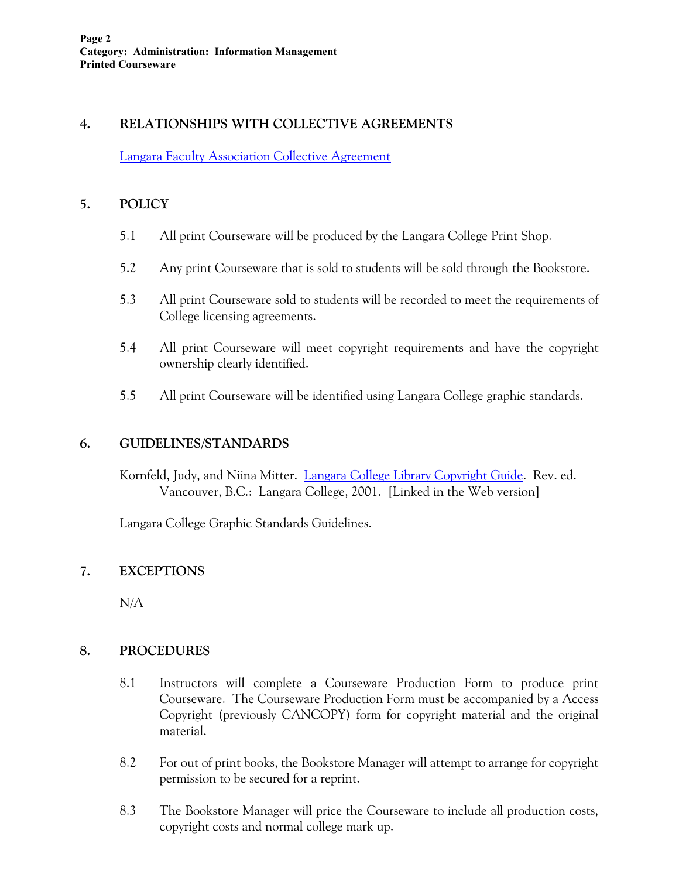## 4. RELATIONSHIPS WITH COLLECTIVE AGREEMENTS

Langara Faculty Association Collective Agreement

## 5. POLICY

5.1 All print Courseware will be produced by the Langara College Print Shop.

5.2 Any print Courseware that is sold to students will be sold through the Bookstore.

5.3 All print Courseware sold to students will be recorded to meet the requirements of College licensing agreements.

5.4 All print Courseware will meet copyright requirements and have the copyright ownership clearly identified.

5.5 All print Courseware will be identified using Langara College graphic standards.

## 6. GUIDELINES/STANDARDS

Kornfeld, Judy, and Niina Mitter. Langara College Library Copyright Guide. Rev. ed. Vancouver, B.C.: Langara College, 2001. [Linked in the Web version]

Langara College Graphic Standards Guidelines.

## 7. EXCEPTIONS

N/A

## 8. PROCEDURES

8.1 Instructors will complete a Courseware Production Form to produce print Courseware. The Courseware Production Form must be accompanied by a Access Copyright (previously CANCOPY) form for copyright material and the original material.

8.2 For out of print books, the Bookstore Manager will attempt to arrange for copyright permission to be secured for a reprint.

8.3 The Bookstore Manager will price the Courseware to include all production costs, copyright costs and normal college mark up.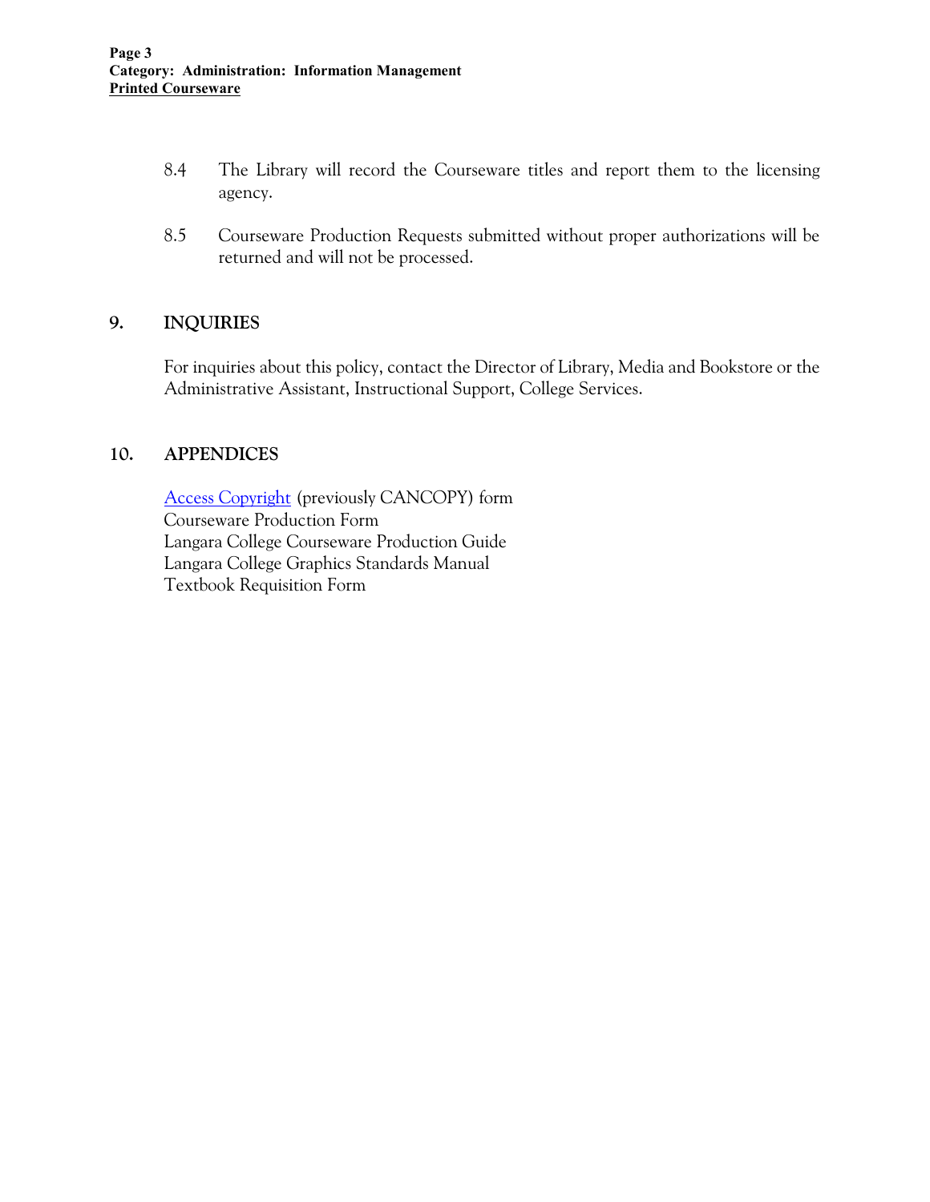8.4 The Library will record the Courseware titles and report them to the licensing agency.

8.5 Courseware Production Requests submitted without proper authorizations will be returned and will not be processed.

## 9. INQUIRIES

For inquiries about this policy, contact the Director of Library, Media and Bookstore or the Administrative Assistant, Instructional Support, College Services.

## 10. APPENDICES

Access Copyright (previously CANCOPY) form
Courseware Production Form
Langara College Courseware Production Guide
Langara College Graphics Standards Manual
Textbook Requisition Form